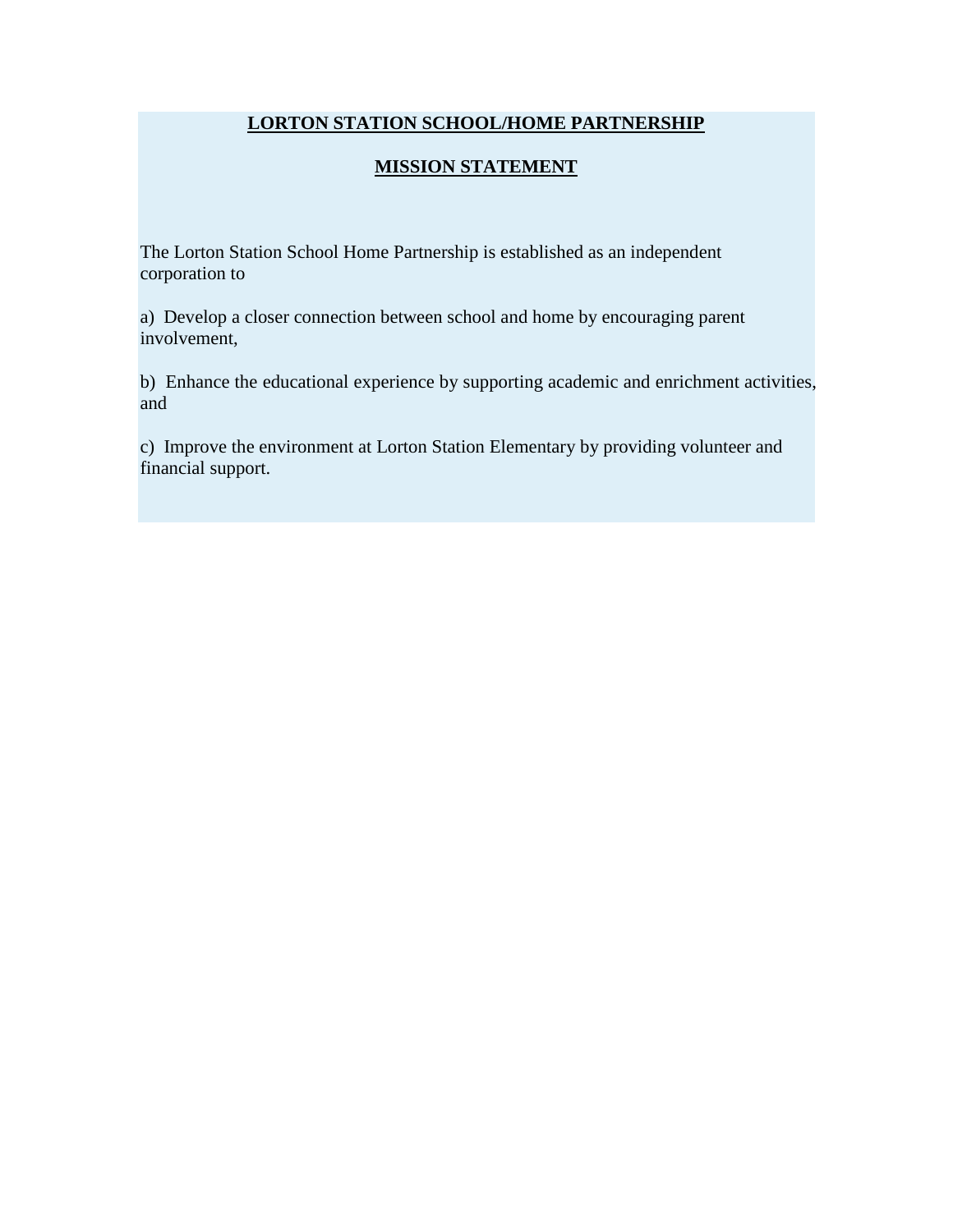# LORTON STATION SCHOOL/HOME PARTNERSHIP

## MISSION STATEMENT

The Lorton Station School Home Partnership is established as an independent corporation to

a) Develop a closer connection between school and home by encouraging parent involvement,

b) Enhance the educational experience by supporting academic and enrichment activities, and

c) Improve the environment at Lorton Station Elementary by providing volunteer and financial support.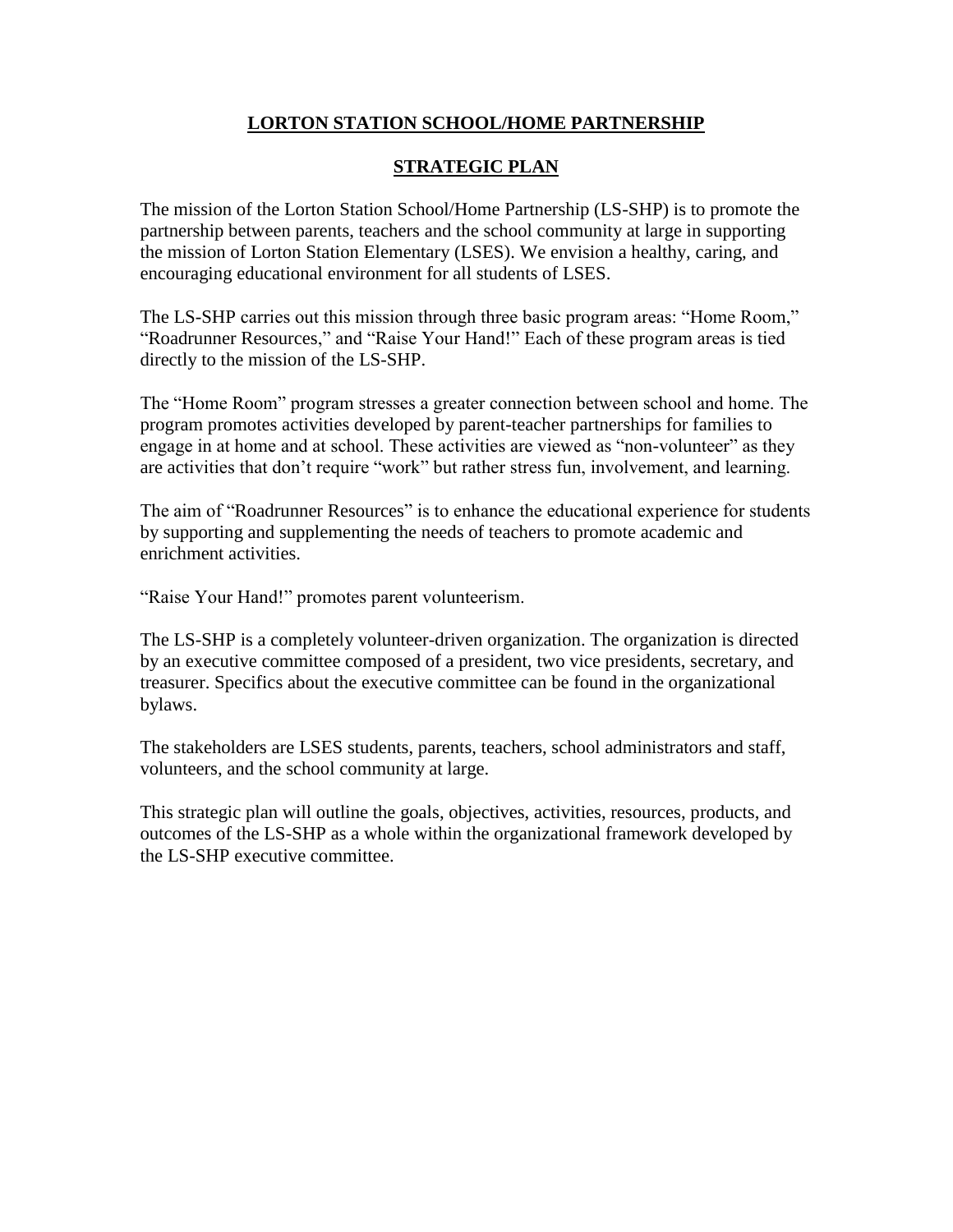# LORTON STATION SCHOOL/HOME PARTNERSHIP

## STRATEGIC PLAN

The mission of the Lorton Station School/Home Partnership (LS-SHP) is to promote the partnership between parents, teachers and the school community at large in supporting the mission of Lorton Station Elementary (LSES). We envision a healthy, caring, and encouraging educational environment for all students of LSES.

The LS-SHP carries out this mission through three basic program areas: "Home Room," "Roadrunner Resources," and "Raise Your Hand!" Each of these program areas is tied directly to the mission of the LS-SHP.

The "Home Room" program stresses a greater connection between school and home. The program promotes activities developed by parent-teacher partnerships for families to engage in at home and at school. These activities are viewed as "non-volunteer" as they are activities that don't require "work" but rather stress fun, involvement, and learning.

The aim of "Roadrunner Resources" is to enhance the educational experience for students by supporting and supplementing the needs of teachers to promote academic and enrichment activities.

"Raise Your Hand!" promotes parent volunteerism.

The LS-SHP is a completely volunteer-driven organization. The organization is directed by an executive committee composed of a president, two vice presidents, secretary, and treasurer. Specifics about the executive committee can be found in the organizational bylaws.

The stakeholders are LSES students, parents, teachers, school administrators and staff, volunteers, and the school community at large.

This strategic plan will outline the goals, objectives, activities, resources, products, and outcomes of the LS-SHP as a whole within the organizational framework developed by the LS-SHP executive committee.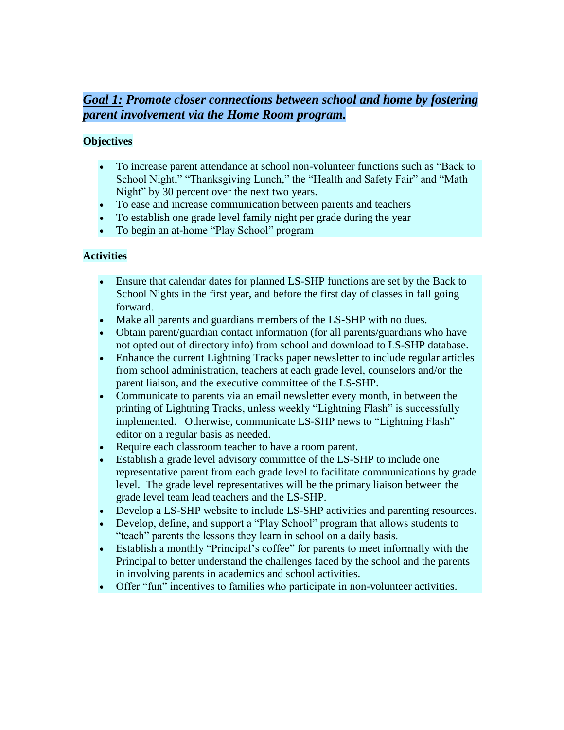## ***<u>Goal 1:</u> Promote closer connections between school and home by fostering parent involvement via the Home Room program.***

**Objectives**

- To increase parent attendance at school non-volunteer functions such as “Back to School Night,” “Thanksgiving Lunch,” the “Health and Safety Fair” and “Math Night” by 30 percent over the next two years.
- To ease and increase communication between parents and teachers
- To establish one grade level family night per grade during the year
- To begin an at-home “Play School” program

**Activities**

- Ensure that calendar dates for planned LS-SHP functions are set by the Back to School Nights in the first year, and before the first day of classes in fall going forward.
- Make all parents and guardians members of the LS-SHP with no dues.
- Obtain parent/guardian contact information (for all parents/guardians who have not opted out of directory info) from school and download to LS-SHP database.
- Enhance the current Lightning Tracks paper newsletter to include regular articles from school administration, teachers at each grade level, counselors and/or the parent liaison, and the executive committee of the LS-SHP.
- Communicate to parents via an email newsletter every month, in between the printing of Lightning Tracks, unless weekly “Lightning Flash” is successfully implemented. Otherwise, communicate LS-SHP news to “Lightning Flash” editor on a regular basis as needed.
- Require each classroom teacher to have a room parent.
- Establish a grade level advisory committee of the LS-SHP to include one representative parent from each grade level to facilitate communications by grade level. The grade level representatives will be the primary liaison between the grade level team lead teachers and the LS-SHP.
- Develop a LS-SHP website to include LS-SHP activities and parenting resources.
- Develop, define, and support a “Play School” program that allows students to “teach” parents the lessons they learn in school on a daily basis.
- Establish a monthly “Principal’s coffee” for parents to meet informally with the Principal to better understand the challenges faced by the school and the parents in involving parents in academics and school activities.
- Offer “fun” incentives to families who participate in non-volunteer activities.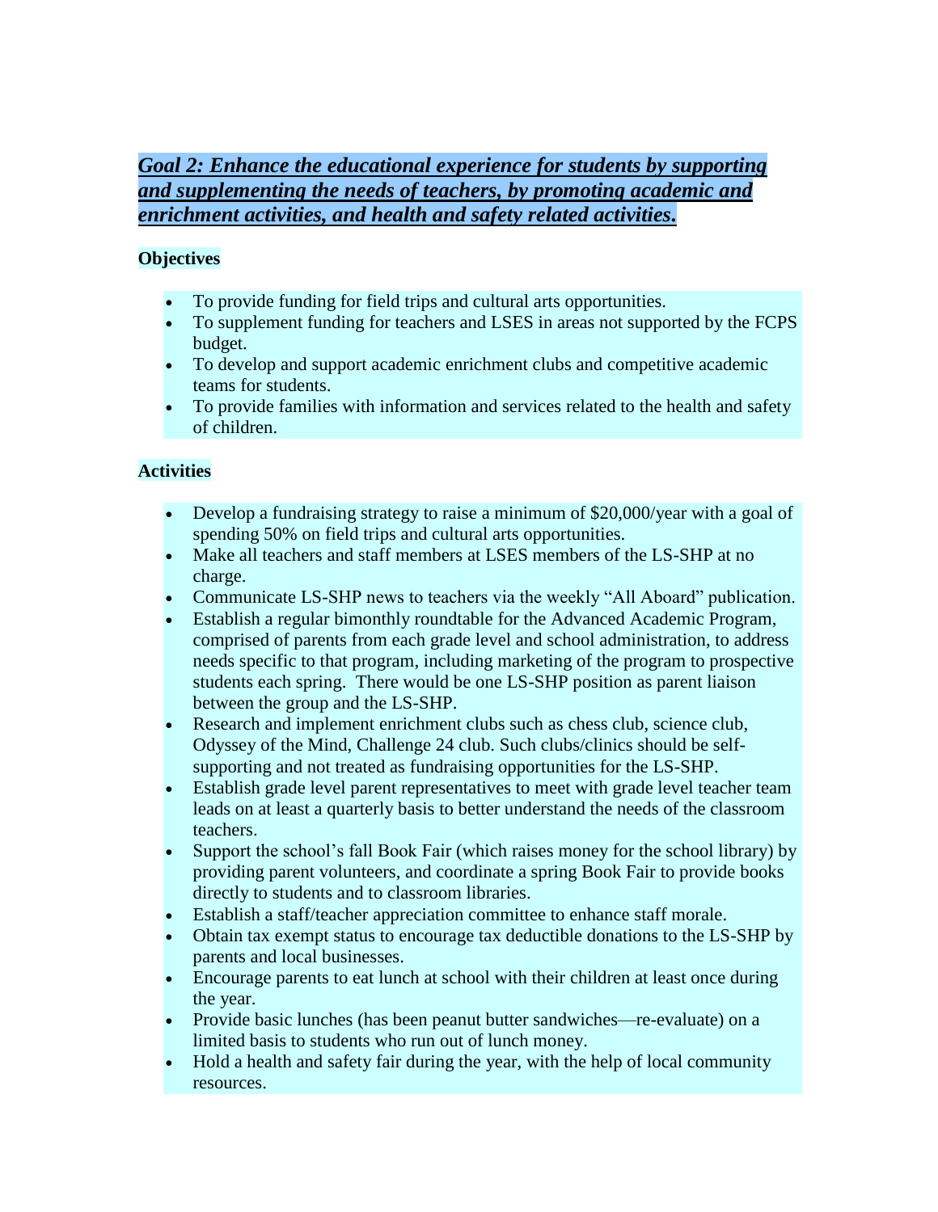## ***Goal 2: Enhance the educational experience for students by supporting and supplementing the needs of teachers, by promoting academic and enrichment activities, and health and safety related activities.***

**Objectives**

- To provide funding for field trips and cultural arts opportunities.
- To supplement funding for teachers and LSES in areas not supported by the FCPS budget.
- To develop and support academic enrichment clubs and competitive academic teams for students.
- To provide families with information and services related to the health and safety of children.

**Activities**

- Develop a fundraising strategy to raise a minimum of $20,000/year with a goal of spending 50% on field trips and cultural arts opportunities.
- Make all teachers and staff members at LSES members of the LS-SHP at no charge.
- Communicate LS-SHP news to teachers via the weekly "All Aboard" publication.
- Establish a regular bimonthly roundtable for the Advanced Academic Program, comprised of parents from each grade level and school administration, to address needs specific to that program, including marketing of the program to prospective students each spring. There would be one LS-SHP position as parent liaison between the group and the LS-SHP.
- Research and implement enrichment clubs such as chess club, science club, Odyssey of the Mind, Challenge 24 club. Such clubs/clinics should be self-supporting and not treated as fundraising opportunities for the LS-SHP.
- Establish grade level parent representatives to meet with grade level teacher team leads on at least a quarterly basis to better understand the needs of the classroom teachers.
- Support the school's fall Book Fair (which raises money for the school library) by providing parent volunteers, and coordinate a spring Book Fair to provide books directly to students and to classroom libraries.
- Establish a staff/teacher appreciation committee to enhance staff morale.
- Obtain tax exempt status to encourage tax deductible donations to the LS-SHP by parents and local businesses.
- Encourage parents to eat lunch at school with their children at least once during the year.
- Provide basic lunches (has been peanut butter sandwiches—re-evaluate) on a limited basis to students who run out of lunch money.
- Hold a health and safety fair during the year, with the help of local community resources.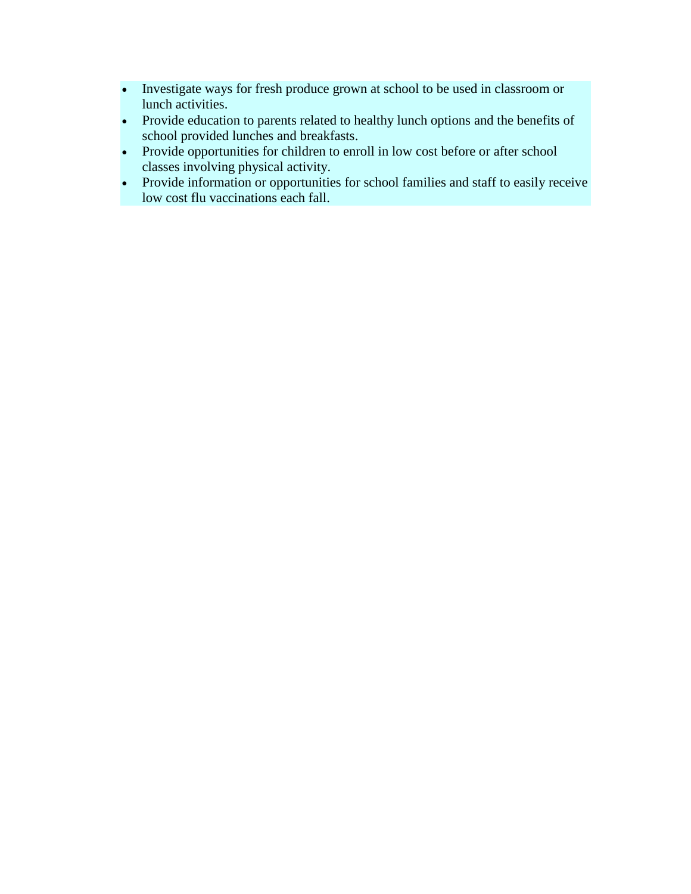- Investigate ways for fresh produce grown at school to be used in classroom or lunch activities.
- Provide education to parents related to healthy lunch options and the benefits of school provided lunches and breakfasts.
- Provide opportunities for children to enroll in low cost before or after school classes involving physical activity.
- Provide information or opportunities for school families and staff to easily receive low cost flu vaccinations each fall.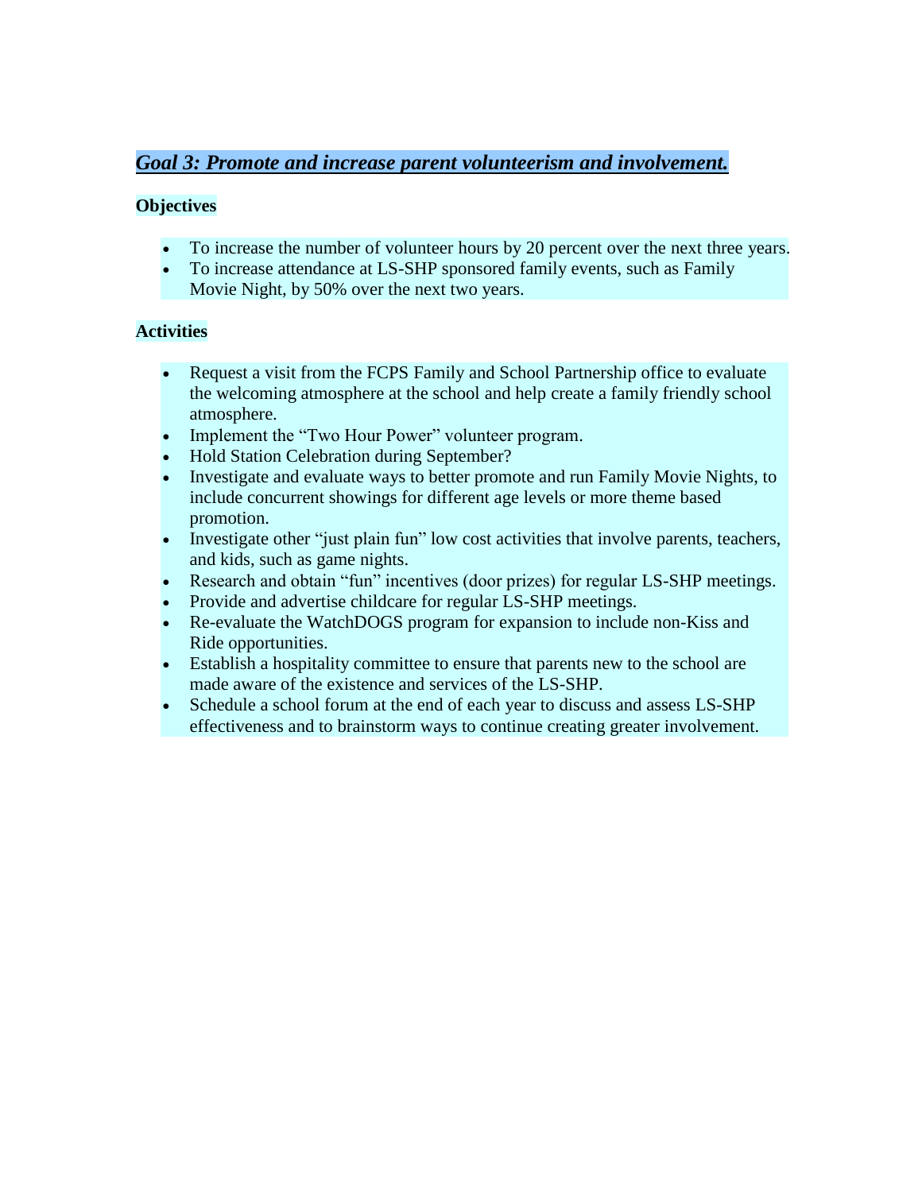## ***Goal 3: Promote and increase parent volunteerism and involvement.***

**Objectives**

- To increase the number of volunteer hours by 20 percent over the next three years.
- To increase attendance at LS-SHP sponsored family events, such as Family Movie Night, by 50% over the next two years.

**Activities**

- Request a visit from the FCPS Family and School Partnership office to evaluate the welcoming atmosphere at the school and help create a family friendly school atmosphere.
- Implement the "Two Hour Power" volunteer program.
- Hold Station Celebration during September?
- Investigate and evaluate ways to better promote and run Family Movie Nights, to include concurrent showings for different age levels or more theme based promotion.
- Investigate other "just plain fun" low cost activities that involve parents, teachers, and kids, such as game nights.
- Research and obtain "fun" incentives (door prizes) for regular LS-SHP meetings.
- Provide and advertise childcare for regular LS-SHP meetings.
- Re-evaluate the WatchDOGS program for expansion to include non-Kiss and Ride opportunities.
- Establish a hospitality committee to ensure that parents new to the school are made aware of the existence and services of the LS-SHP.
- Schedule a school forum at the end of each year to discuss and assess LS-SHP effectiveness and to brainstorm ways to continue creating greater involvement.